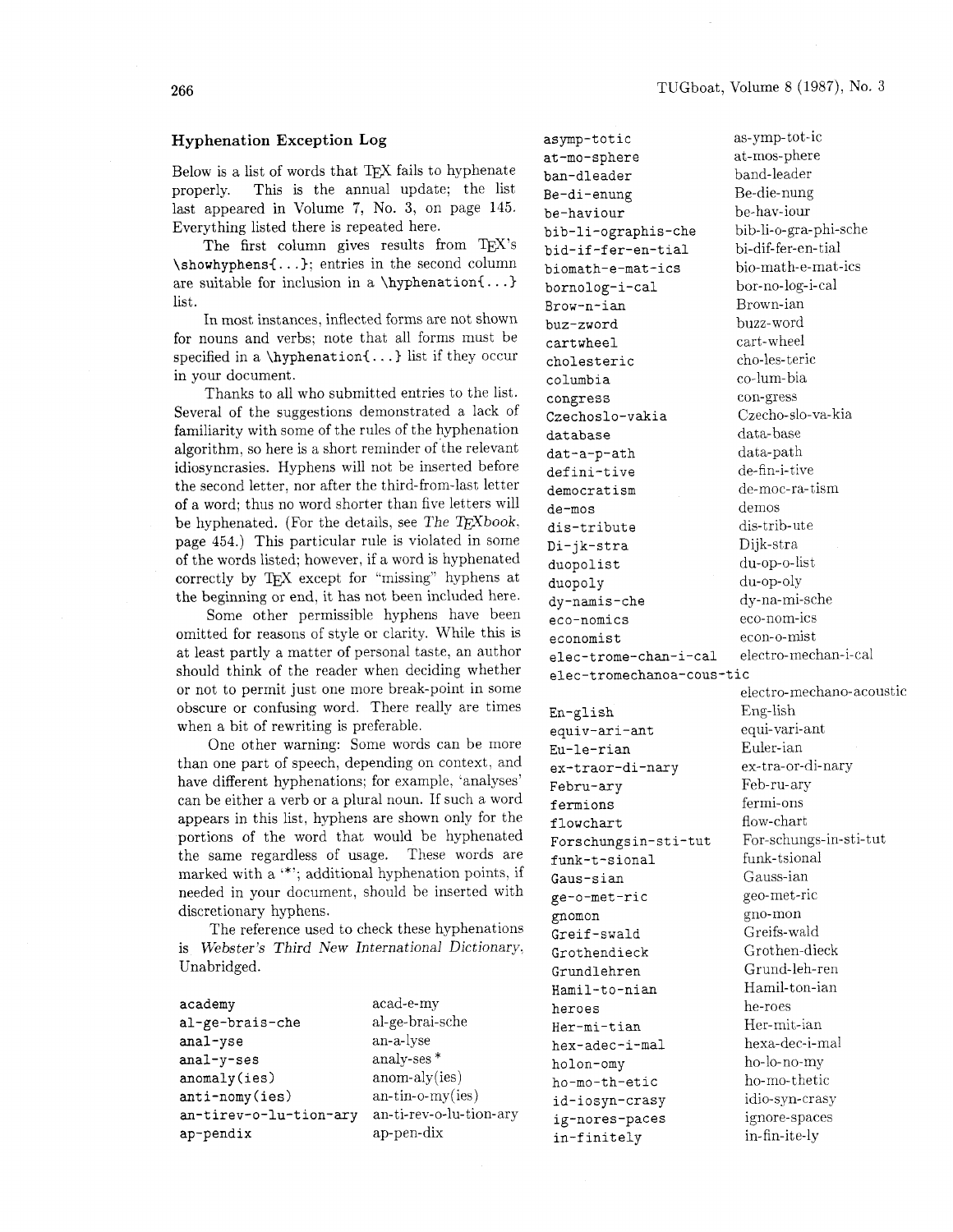## Hyphenation Exception Log

Below is a list of words that TeX fails to hyphenate properly. This is the annual update; the list last appeared in Volume 7, No. 3, on page 145. Everything listed there is repeated here.

The first column gives results from TeX's `\showhyphens{...}`; entries in the second column are suitable for inclusion in a `\hyphenation{...}` list.

In most instances, inflected forms are not shown for nouns and verbs; note that all forms must be specified in a `\hyphenation{...}` list if they occur in your document.

Thanks to all who submitted entries to the list. Several of the suggestions demonstrated a lack of familiarity with some of the rules of the hyphenation algorithm, so here is a short reminder of the relevant idiosyncrasies. Hyphens will not be inserted before the second letter, nor after the third-from-last letter of a word; thus no word shorter than five letters will be hyphenated. (For the details, see *The TeXbook*, page 454.) This particular rule is violated in some of the words listed; however, if a word is hyphenated correctly by TeX except for "missing" hyphens at the beginning or end, it has not been included here.

Some other permissible hyphens have been omitted for reasons of style or clarity. While this is at least partly a matter of personal taste, an author should think of the reader when deciding whether or not to permit just one more break-point in some obscure or confusing word. There really are times when a bit of rewriting is preferable.

One other warning: Some words can be more than one part of speech, depending on context, and have different hyphenations; for example, 'analyses' can be either a verb or a plural noun. If such a word appears in this list, hyphens are shown only for the portions of the word that would be hyphenated the same regardless of usage. These words are marked with a '*'; additional hyphenation points, if needed in your document, should be inserted with discretionary hyphens.

The reference used to check these hyphenations is *Webster's Third New International Dictionary, Unabridged*.

| TeX result | Correct |
|---|---|
| academy | acad-e-my |
| al-ge-brais-che | al-ge-brai-sche |
| anal-yse | an-a-lyse |
| anal-y-ses | analy-ses * |
| anomaly(ies) | anom-aly(ies) |
| anti-nomy(ies) | an-tin-o-my(ies) |
| an-tirev-o-lu-tion-ary | an-ti-rev-o-lu-tion-ary |
| ap-pendix | ap-pen-dix |
| asymp-totic | as-ymp-tot-ic |
| at-mo-sphere | at-mos-phere |
| ban-dleader | band-leader |
| Be-di-enung | Be-die-nung |
| be-haviour | be-hav-iour |
| bib-li-ographis-che | bib-li-o-gra-phi-sche |
| bid-if-fer-en-tial | bi-dif-fer-en-tial |
| biomath-e-mat-ics | bio-math-e-mat-ics |
| bornolog-i-cal | bor-no-log-i-cal |
| Brow-n-ian | Brown-ian |
| buz-zword | buzz-word |
| cartwheel | cart-wheel |
| cholesteric | cho-les-teric |
| columbia | co-lum-bia |
| congress | con-gress |
| Czechoslo-vakia | Czecho-slo-va-kia |
| database | data-base |
| dat-a-p-ath | data-path |
| defini-tive | de-fin-i-tive |
| democratism | de-moc-ra-tism |
| de-mos | demos |
| dis-tribute | dis-trib-ute |
| Di-jk-stra | Dijk-stra |
| duopolist | du-op-o-list |
| duopoly | du-op-oly |
| dy-namis-che | dy-na-mi-sche |
| eco-nomics | eco-nom-ics |
| economist | econ-o-mist |
| elec-trome-chan-i-cal | electro-mechan-i-cal |
| elec-tromechanoa-cous-tic | electro-mechano-acoustic |
| En-glish | Eng-lish |
| equiv-ari-ant | equi-vari-ant |
| Eu-le-rian | Euler-ian |
| ex-traor-di-nary | ex-tra-or-di-nary |
| Febru-ary | Feb-ru-ary |
| fermions | fermi-ons |
| flowchart | flow-chart |
| Forschungsin-sti-tut | For-schungs-in-sti-tut |
| funk-t-sional | funk-tsional |
| Gaus-sian | Gauss-ian |
| ge-o-met-ric | geo-met-ric |
| gnomon | gno-mon |
| Greif-swald | Greifs-wald |
| Grothendieck | Grothen-dieck |
| Grundlehren | Grund-leh-ren |
| Hamil-to-nian | Hamil-ton-ian |
| heroes | he-roes |
| Her-mi-tian | Her-mit-ian |
| hex-adec-i-mal | hexa-dec-i-mal |
| holon-omy | ho-lo-no-my |
| ho-mo-th-etic | ho-mo-thetic |
| id-iosyn-crasy | idio-syn-crasy |
| ig-nores-paces | ignore-spaces |
| in-finitely | in-fin-ite-ly |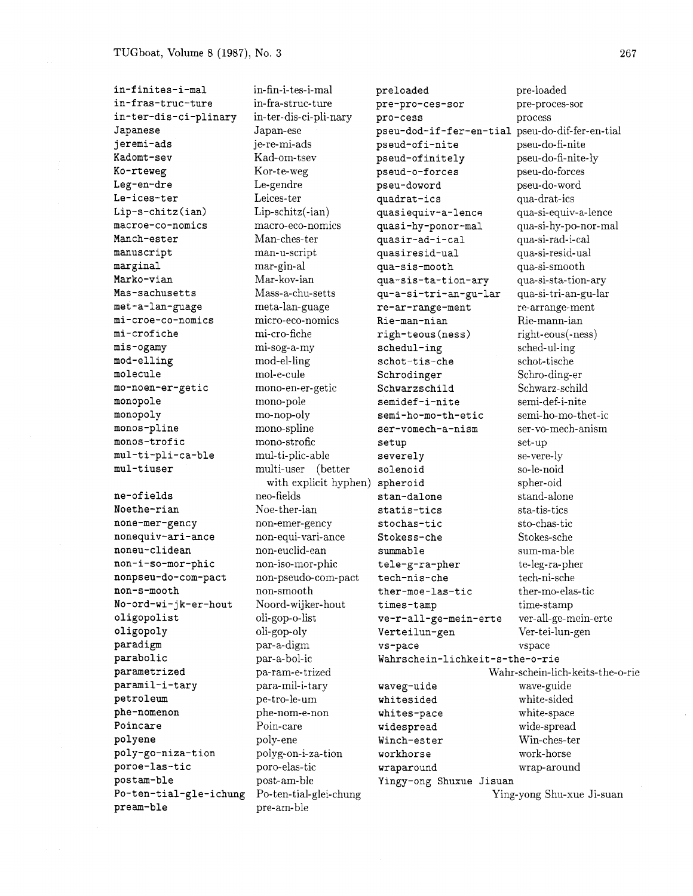| | |
|---|---|
| `in-finites-i-mal` | in-fin-i-tes-i-mal |
| `in-fras-truc-ture` | in-fra-struc-ture |
| `in-ter-dis-ci-plinary` | in-ter-dis-ci-pli-nary |
| `Japanese` | Japan-ese |
| `jeremi-ads` | je-re-mi-ads |
| `Kadomt-sev` | Kad-om-tsev |
| `Ko-rteweg` | Kor-te-weg |
| `Leg-en-dre` | Le-gendre |
| `Le-ices-ter` | Leices-ter |
| `Lip-s-chitz(ian)` | Lip-schitz(-ian) |
| `macroe-co-nomics` | macro-eco-nomics |
| `Manch-ester` | Man-ches-ter |
| `manuscript` | man-u-script |
| `marginal` | mar-gin-al |
| `Marko-vian` | Mar-kov-ian |
| `Mas-sachusetts` | Mass-a-chu-setts |
| `met-a-lan-guage` | meta-lan-guage |
| `mi-croe-co-nomics` | micro-eco-nomics |
| `mi-crofiche` | mi-cro-fiche |
| `mis-ogamy` | mi-sog-a-my |
| `mod-elling` | mod-el-ling |
| `molecule` | mol-e-cule |
| `mo-noen-er-getic` | mono-en-er-getic |
| `monopole` | mono-pole |
| `monopoly` | mo-nop-oly |
| `monos-pline` | mono-spline |
| `monos-trofic` | mono-strofic |
| `mul-ti-pli-ca-ble` | mul-ti-plic-able |
| `mul-tiuser` | multi-user (better with explicit hyphen) |
| `ne-ofields` | neo-fields |
| `Noethe-rian` | Noe-ther-ian |
| `none-mer-gency` | non-emer-gency |
| `nonequiv-ari-ance` | non-equi-vari-ance |
| `noneu-clidean` | non-euclid-ean |
| `non-i-so-mor-phic` | non-iso-mor-phic |
| `nonpseu-do-com-pact` | non-pseudo-com-pact |
| `non-s-mooth` | non-smooth |
| `No-ord-wi-jk-er-hout` | Noord-wijker-hout |
| `oligopolist` | oli-gop-o-list |
| `oligopoly` | oli-gop-oly |
| `paradigm` | par-a-digm |
| `parabolic` | par-a-bol-ic |
| `parametrized` | pa-ram-e-trized |
| `paramil-i-tary` | para-mil-i-tary |
| `petroleum` | pe-tro-le-um |
| `phe-nomenon` | phe-nom-e-non |
| `Poincare` | Poin-care |
| `polyene` | poly-ene |
| `poly-go-niza-tion` | polyg-on-i-za-tion |
| `poroe-las-tic` | poro-elas-tic |
| `postam-ble` | post-am-ble |
| `Po-ten-tial-gle-ichung` | Po-ten-tial-glei-chung |
| `pream-ble` | pre-am-ble |
| `preloaded` | pre-loaded |
| `pre-pro-ces-sor` | pre-proces-sor |
| `pro-cess` | process |
| `pseu-dod-if-fer-en-tial` | pseu-do-dif-fer-en-tial |
| `pseud-ofi-nite` | pseu-do-fi-nite |
| `pseud-ofinitely` | pseu-do-fi-nite-ly |
| `pseud-o-forces` | pseu-do-forces |
| `pseu-doword` | pseu-do-word |
| `quadrat-ics` | qua-drat-ics |
| `quasiequiv-a-lence` | qua-si-equiv-a-lence |
| `quasi-hy-ponor-mal` | qua-si-hy-po-nor-mal |
| `quasir-ad-i-cal` | qua-si-rad-i-cal |
| `quasiresid-ual` | qua-si-resid-ual |
| `qua-sis-mooth` | qua-si-smooth |
| `qua-sis-ta-tion-ary` | qua-si-sta-tion-ary |
| `qu-a-si-tri-an-gu-lar` | qua-si-tri-an-gu-lar |
| `re-ar-range-ment` | re-arrange-ment |
| `Rie-man-nian` | Rie-mann-ian |
| `righ-teous(ness)` | right-eous(-ness) |
| `schedul-ing` | sched-ul-ing |
| `schot-tis-che` | schot-tische |
| `Schrodinger` | Schro-ding-er |
| `Schwarzschild` | Schwarz-schild |
| `semidef-i-nite` | semi-def-i-nite |
| `semi-ho-mo-th-etic` | semi-ho-mo-thet-ic |
| `ser-vomech-a-nism` | ser-vo-mech-anism |
| `setup` | set-up |
| `severely` | se-vere-ly |
| `solenoid` | so-le-noid |
| `spheroid` | spher-oid |
| `stan-dalone` | stand-alone |
| `statis-tics` | sta-tis-tics |
| `stochas-tic` | sto-chas-tic |
| `Stokess-che` | Stokes-sche |
| `summable` | sum-ma-ble |
| `tele-g-ra-pher` | te-leg-ra-pher |
| `tech-nis-che` | tech-ni-sche |
| `ther-moe-las-tic` | ther-mo-elas-tic |
| `times-tamp` | time-stamp |
| `ve-r-all-ge-mein-erte` | ver-all-ge-mein-erte |
| `Verteilun-gen` | Ver-tei-lun-gen |
| `vs-pace` | vspace |
| `Wahrschein-lichkeit-s-the-o-rie` | Wahr-schein-lich-keits-the-o-rie |
| `waveg-uide` | wave-guide |
| `whitesided` | white-sided |
| `whites-pace` | white-space |
| `widespread` | wide-spread |
| `Winch-ester` | Win-ches-ter |
| `workhorse` | work-horse |
| `wraparound` | wrap-around |
| `Yingy-ong Shuxue Jisuan` | Ying-yong Shu-xue Ji-suan |